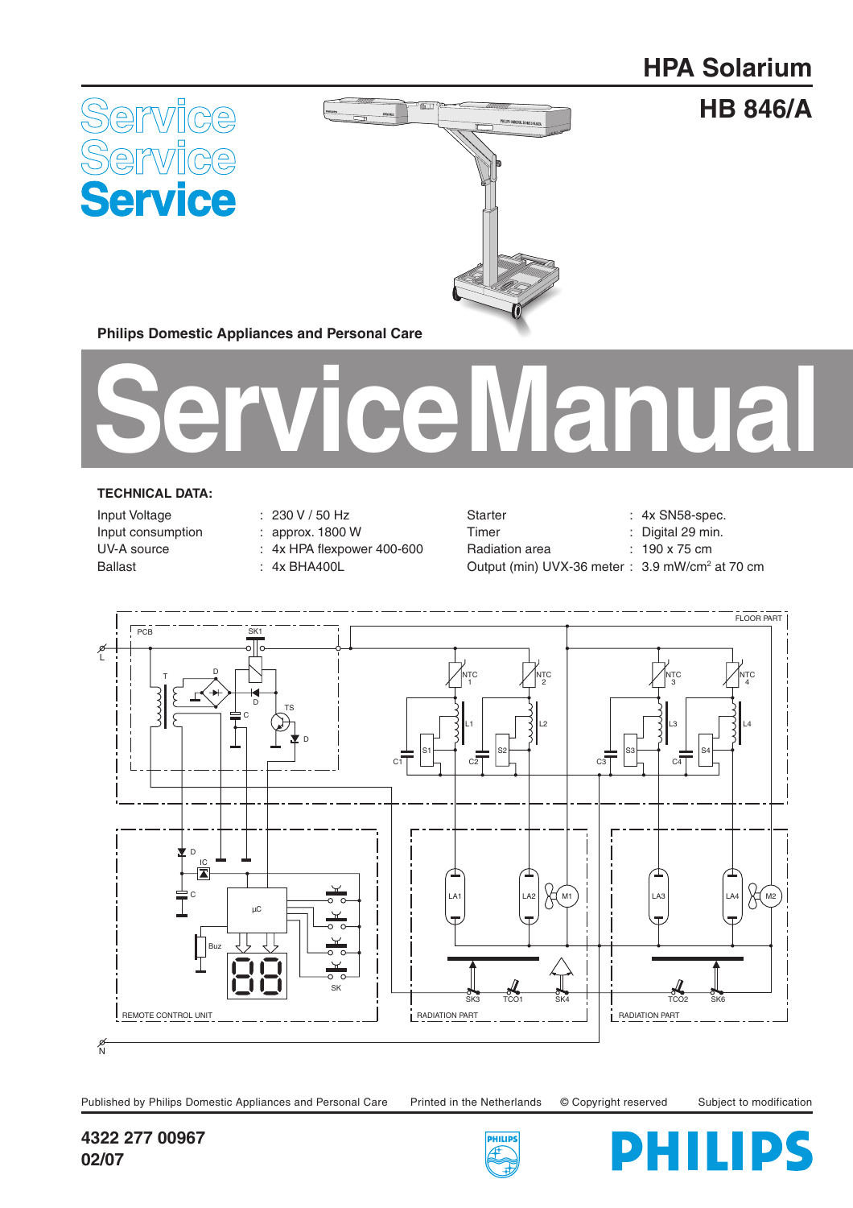# HPA Solarium

## HB 846/A

Service
Service
Service

**Philips Domestic Appliances and Personal Care**

# ServiceManual

**TECHNICAL DATA:**

| | | | |
|---|---|---|---|
| Input Voltage | : 230 V / 50 Hz | Starter | : 4x SN58-spec. |
| Input consumption | : approx. 1800 W | Timer | : Digital 29 min. |
| UV-A source | : 4x HPA flexpower 400-600 | Radiation area | : 190 x 75 cm |
| Ballast | : 4x BHA400L | Output (min) UVX-36 meter | : 3.9 mW/cm² at 70 cm |

L, PCB, SK1, T, D, C, D, TS, D, FLOOR PART, NTC 1, NTC 2, NTC 3, NTC 4, L1, L2, L3, L4, S1, S2, S3, S4, C1, C2, C3, C4, D, IC, C, μC, Buz, SK, REMOTE CONTROL UNIT, LA1, LA2, M1, SK3, TCO1, SK4, RADIATION PART, LA3, LA4, M2, TCO2, SK6, RADIATION PART, N

Published by Philips Domestic Appliances and Personal Care | Printed in the Netherlands | © Copyright reserved | Subject to modification

**4322 277 00967**
**02/07**

PHILIPS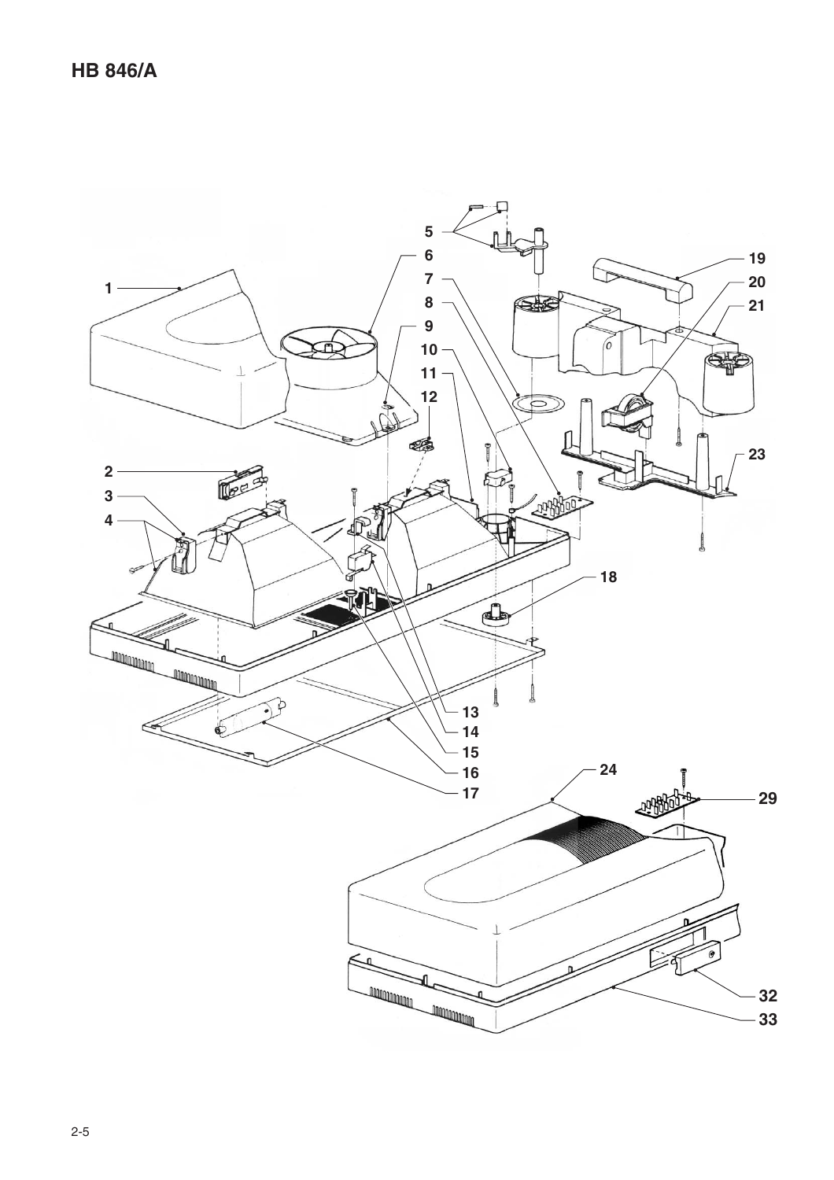## HB 846/A

1
2
3
4
5
6
7
8
9
10
11
12
13
14
15
16
17
18
19
20
21
23
24
29
32
33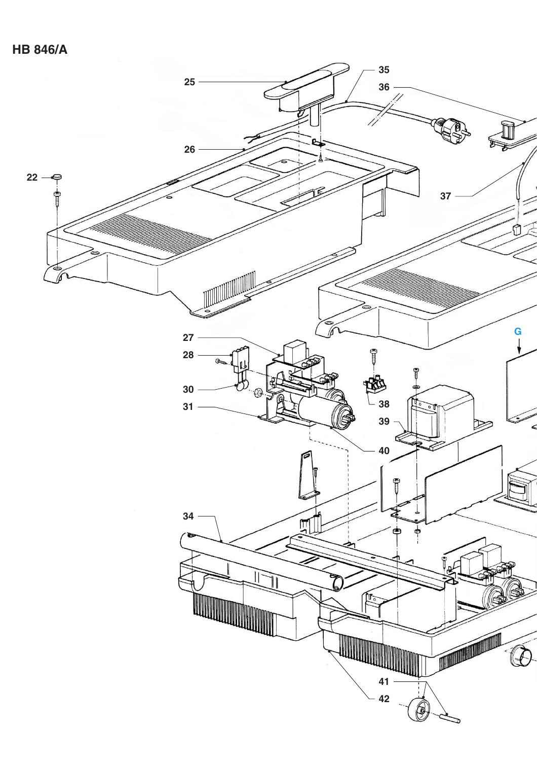# HB 846/A

25

35

36

26

22

37

G

27

28

30

38

31

39

40

34

41

42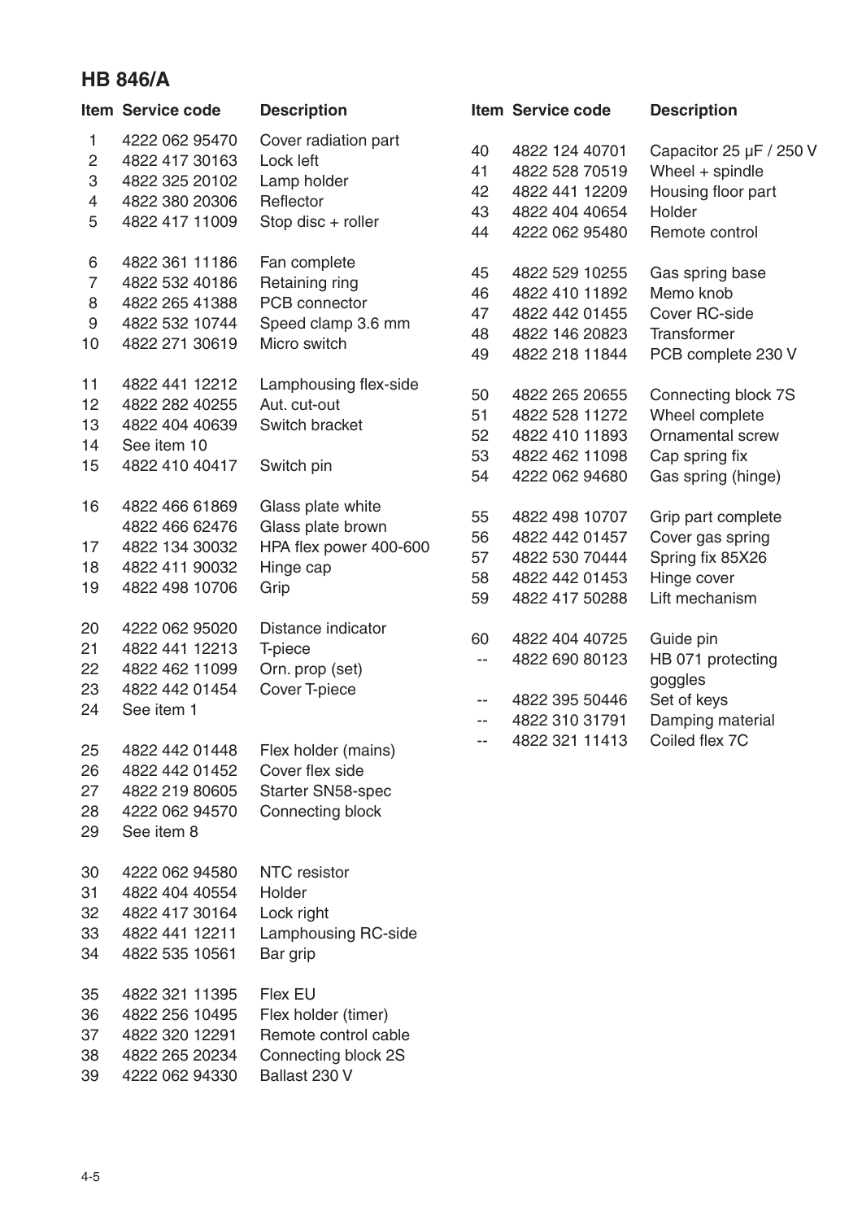## HB 846/A

| Item | Service code | Description |
|---|---|---|
| 1 | 4222 062 95470 | Cover radiation part |
| 2 | 4822 417 30163 | Lock left |
| 3 | 4822 325 20102 | Lamp holder |
| 4 | 4822 380 20306 | Reflector |
| 5 | 4822 417 11009 | Stop disc + roller |
| 6 | 4822 361 11186 | Fan complete |
| 7 | 4822 532 40186 | Retaining ring |
| 8 | 4822 265 41388 | PCB connector |
| 9 | 4822 532 10744 | Speed clamp 3.6 mm |
| 10 | 4822 271 30619 | Micro switch |
| 11 | 4822 441 12212 | Lamphousing flex-side |
| 12 | 4822 282 40255 | Aut. cut-out |
| 13 | 4822 404 40639 | Switch bracket |
| 14 | See item 10 | |
| 15 | 4822 410 40417 | Switch pin |
| 16 | 4822 466 61869 | Glass plate white |
| | 4822 466 62476 | Glass plate brown |
| 17 | 4822 134 30032 | HPA flex power 400-600 |
| 18 | 4822 411 90032 | Hinge cap |
| 19 | 4822 498 10706 | Grip |
| 20 | 4222 062 95020 | Distance indicator |
| 21 | 4822 441 12213 | T-piece |
| 22 | 4822 462 11099 | Orn. prop (set) |
| 23 | 4822 442 01454 | Cover T-piece |
| 24 | See item 1 | |
| 25 | 4822 442 01448 | Flex holder (mains) |
| 26 | 4822 442 01452 | Cover flex side |
| 27 | 4822 219 80605 | Starter SN58-spec |
| 28 | 4222 062 94570 | Connecting block |
| 29 | See item 8 | |
| 30 | 4222 062 94580 | NTC resistor |
| 31 | 4822 404 40554 | Holder |
| 32 | 4822 417 30164 | Lock right |
| 33 | 4822 441 12211 | Lamphousing RC-side |
| 34 | 4822 535 10561 | Bar grip |
| 35 | 4822 321 11395 | Flex EU |
| 36 | 4822 256 10495 | Flex holder (timer) |
| 37 | 4822 320 12291 | Remote control cable |
| 38 | 4822 265 20234 | Connecting block 2S |
| 39 | 4222 062 94330 | Ballast 230 V |
| 40 | 4822 124 40701 | Capacitor 25 µF / 250 V |
| 41 | 4822 528 70519 | Wheel + spindle |
| 42 | 4822 441 12209 | Housing floor part |
| 43 | 4822 404 40654 | Holder |
| 44 | 4222 062 95480 | Remote control |
| 45 | 4822 529 10255 | Gas spring base |
| 46 | 4822 410 11892 | Memo knob |
| 47 | 4822 442 01455 | Cover RC-side |
| 48 | 4822 146 20823 | Transformer |
| 49 | 4822 218 11844 | PCB complete 230 V |
| 50 | 4822 265 20655 | Connecting block 7S |
| 51 | 4822 528 11272 | Wheel complete |
| 52 | 4822 410 11893 | Ornamental screw |
| 53 | 4822 462 11098 | Cap spring fix |
| 54 | 4222 062 94680 | Gas spring (hinge) |
| 55 | 4822 498 10707 | Grip part complete |
| 56 | 4822 442 01457 | Cover gas spring |
| 57 | 4822 530 70444 | Spring fix 85X26 |
| 58 | 4822 442 01453 | Hinge cover |
| 59 | 4822 417 50288 | Lift mechanism |
| 60 | 4822 404 40725 | Guide pin |
| -- | 4822 690 80123 | HB 071 protecting goggles |
| -- | 4822 395 50446 | Set of keys |
| -- | 4822 310 31791 | Damping material |
| -- | 4822 321 11413 | Coiled flex 7C |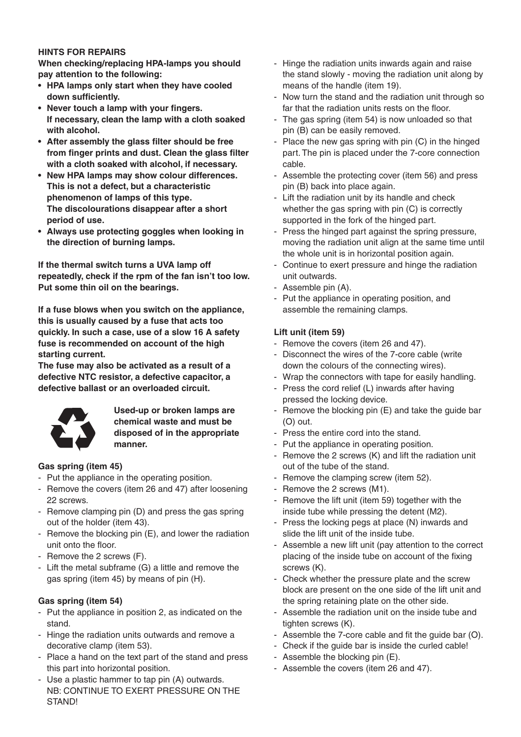## HINTS FOR REPAIRS

**When checking/replacing HPA-lamps you should pay attention to the following:**

- **HPA lamps only start when they have cooled down sufficiently.**
- **Never touch a lamp with your fingers. If necessary, clean the lamp with a cloth soaked with alcohol.**
- **After assembly the glass filter should be free from finger prints and dust. Clean the glass filter with a cloth soaked with alcohol, if necessary.**
- **New HPA lamps may show colour differences. This is not a defect, but a characteristic phenomenon of lamps of this type. The discolourations disappear after a short period of use.**
- **Always use protecting goggles when looking in the direction of burning lamps.**

**If the thermal switch turns a UVA lamp off repeatedly, check if the rpm of the fan isn't too low. Put some thin oil on the bearings.**

**If a fuse blows when you switch on the appliance, this is usually caused by a fuse that acts too quickly. In such a case, use of a slow 16 A safety fuse is recommended on account of the high starting current.**
**The fuse may also be activated as a result of a defective NTC resistor, a defective capacitor, a defective ballast or an overloaded circuit.**

**Used-up or broken lamps are chemical waste and must be disposed of in the appropriate manner.**

### Gas spring (item 45)

- Put the appliance in the operating position.
- Remove the covers (item 26 and 47) after loosening 22 screws.
- Remove clamping pin (D) and press the gas spring out of the holder (item 43).
- Remove the blocking pin (E), and lower the radiation unit onto the floor.
- Remove the 2 screws (F).
- Lift the metal subframe (G) a little and remove the gas spring (item 45) by means of pin (H).

### Gas spring (item 54)

- Put the appliance in position 2, as indicated on the stand.
- Hinge the radiation units outwards and remove a decorative clamp (item 53).
- Place a hand on the text part of the stand and press this part into horizontal position.
- Use a plastic hammer to tap pin (A) outwards. NB: CONTINUE TO EXERT PRESSURE ON THE STAND!
- Hinge the radiation units inwards again and raise the stand slowly - moving the radiation unit along by means of the handle (item 19).
- Now turn the stand and the radiation unit through so far that the radiation units rests on the floor.
- The gas spring (item 54) is now unloaded so that pin (B) can be easily removed.
- Place the new gas spring with pin (C) in the hinged part. The pin is placed under the 7-core connection cable.
- Assemble the protecting cover (item 56) and press pin (B) back into place again.
- Lift the radiation unit by its handle and check whether the gas spring with pin (C) is correctly supported in the fork of the hinged part.
- Press the hinged part against the spring pressure, moving the radiation unit align at the same time until the whole unit is in horizontal position again.
- Continue to exert pressure and hinge the radiation unit outwards.
- Assemble pin (A).
- Put the appliance in operating position, and assemble the remaining clamps.

### Lift unit (item 59)

- Remove the covers (item 26 and 47).
- Disconnect the wires of the 7-core cable (write down the colours of the connecting wires).
- Wrap the connectors with tape for easily handling.
- Press the cord relief (L) inwards after having pressed the locking device.
- Remove the blocking pin (E) and take the guide bar (O) out.
- Press the entire cord into the stand.
- Put the appliance in operating position.
- Remove the 2 screws (K) and lift the radiation unit out of the tube of the stand.
- Remove the clamping screw (item 52).
- Remove the 2 screws (M1).
- Remove the lift unit (item 59) together with the inside tube while pressing the detent (M2).
- Press the locking pegs at place (N) inwards and slide the lift unit of the inside tube.
- Assemble a new lift unit (pay attention to the correct placing of the inside tube on account of the fixing screws (K).
- Check whether the pressure plate and the screw block are present on the one side of the lift unit and the spring retaining plate on the other side.
- Assemble the radiation unit on the inside tube and tighten screws (K).
- Assemble the 7-core cable and fit the guide bar (O).
- Check if the guide bar is inside the curled cable!
- Assemble the blocking pin (E).
- Assemble the covers (item 26 and 47).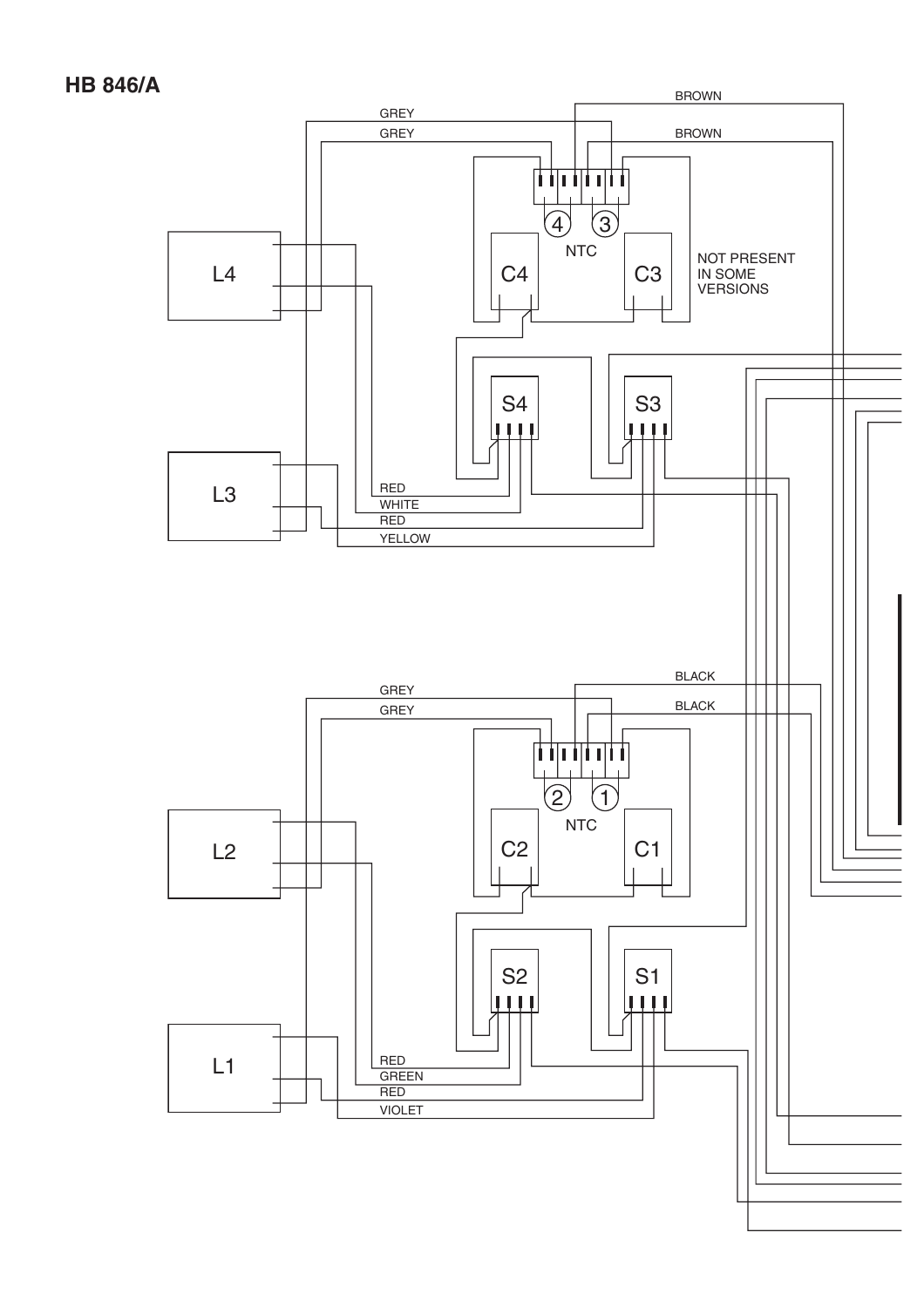## HB 846/A

BROWN

GREY

GREY

BROWN

4 3

NTC

L4

C4

C3

NOT PRESENT IN SOME VERSIONS

S4

S3

L3

RED

WHITE

RED

YELLOW

BLACK

GREY

GREY

BLACK

2 1

NTC

L2

C2

C1

S2

S1

L1

RED

GREEN

RED

VIOLET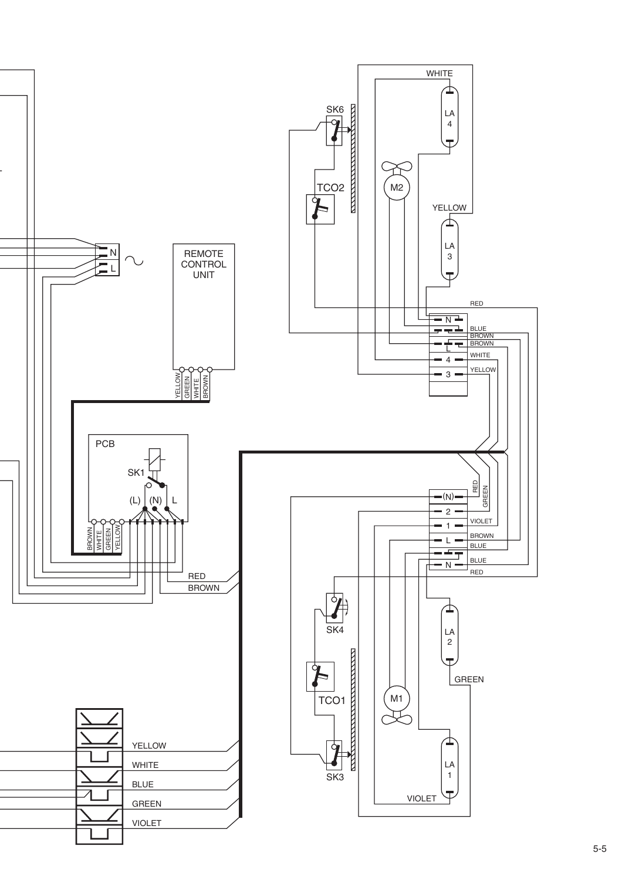REMOTE CONTROL UNIT

YELLOW
GREEN
WHITE
BROWN

N
L

PCB

SK1

(L) (N) L

BROWN
WHITE
GREEN
YELLOW

RED
BROWN

YELLOW
WHITE
BLUE
GREEN
VIOLET

SK6

TCO2

WHITE

LA 4

M2

YELLOW

LA 3

RED

N
BLUE
BROWN
BROWN
L
4
WHITE
3
YELLOW

RED
GREEN

(N)
2
1
VIOLET
L
BROWN
BLUE
BLUE
N
RED

SK4

TCO1

SK3

LA 2

GREEN

M1

LA 1

VIOLET